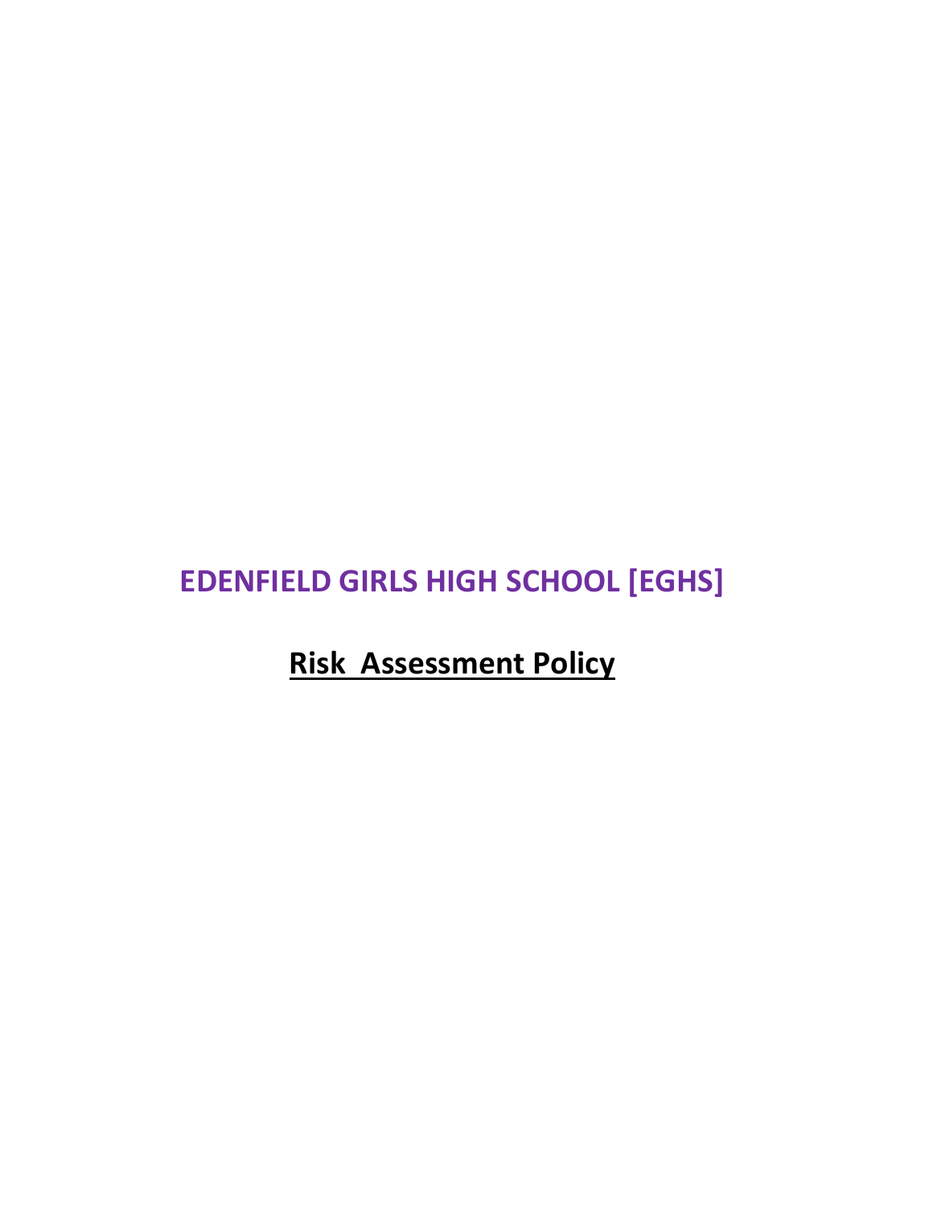# EDENFIELD GIRLS HIGH SCHOOL [EGHS]

## Risk  Assessment Policy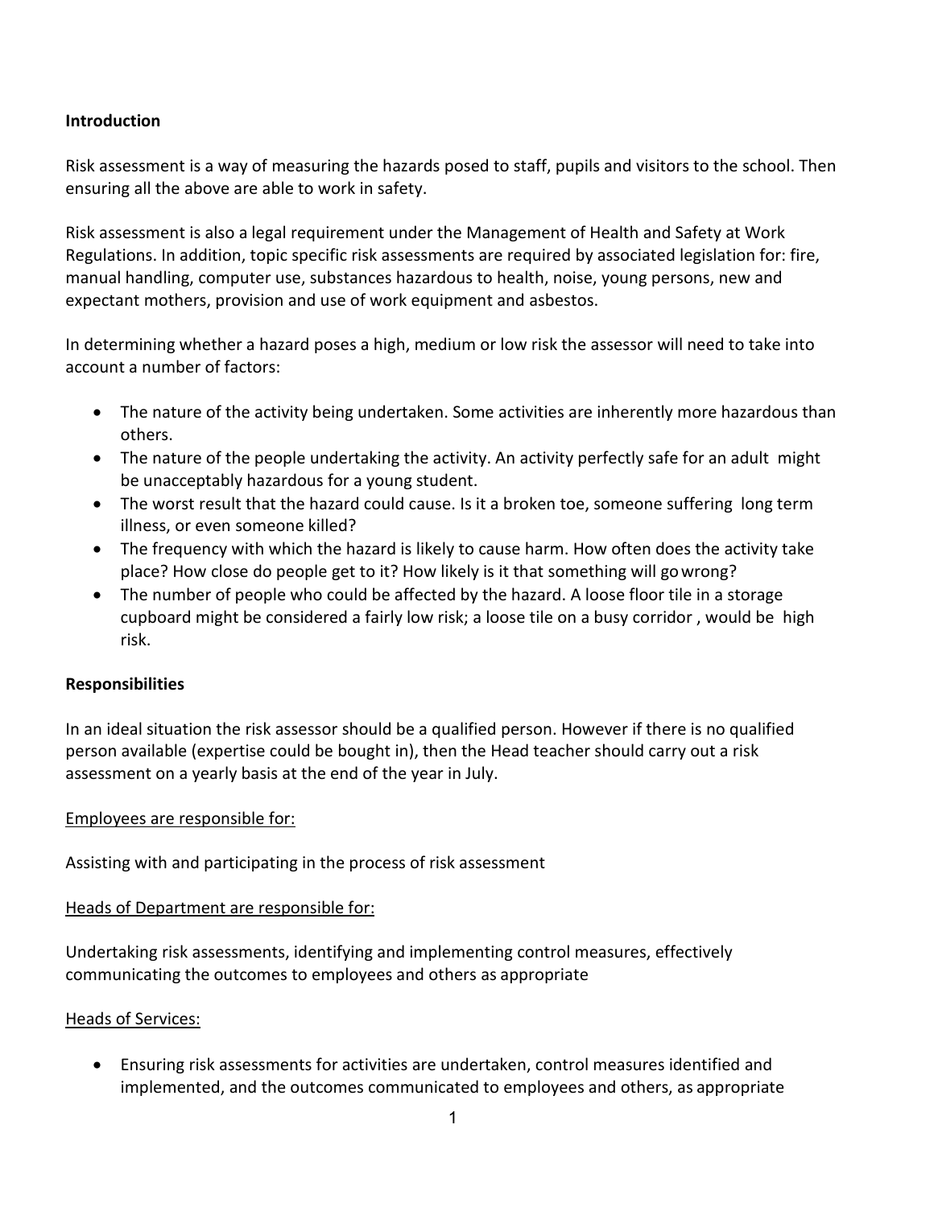**Introduction**

Risk assessment is a way of measuring the hazards posed to staff, pupils and visitors to the school. Then ensuring all the above are able to work in safety.

Risk assessment is also a legal requirement under the Management of Health and Safety at Work Regulations. In addition, topic specific risk assessments are required by associated legislation for: fire, manual handling, computer use, substances hazardous to health, noise, young persons, new and expectant mothers, provision and use of work equipment and asbestos.

In determining whether a hazard poses a high, medium or low risk the assessor will need to take into account a number of factors:

- The nature of the activity being undertaken. Some activities are inherently more hazardous than others.
- The nature of the people undertaking the activity. An activity perfectly safe for an adult might be unacceptably hazardous for a young student.
- The worst result that the hazard could cause. Is it a broken toe, someone suffering long term illness, or even someone killed?
- The frequency with which the hazard is likely to cause harm. How often does the activity take place? How close do people get to it? How likely is it that something will go wrong?
- The number of people who could be affected by the hazard. A loose floor tile in a storage cupboard might be considered a fairly low risk; a loose tile on a busy corridor , would be high risk.

**Responsibilities**

In an ideal situation the risk assessor should be a qualified person. However if there is no qualified person available (expertise could be bought in), then the Head teacher should carry out a risk assessment on a yearly basis at the end of the year in July.

<u>Employees are responsible for:</u>

Assisting with and participating in the process of risk assessment

<u>Heads of Department are responsible for:</u>

Undertaking risk assessments, identifying and implementing control measures, effectively communicating the outcomes to employees and others as appropriate

<u>Heads of Services:</u>

- Ensuring risk assessments for activities are undertaken, control measures identified and implemented, and the outcomes communicated to employees and others, as appropriate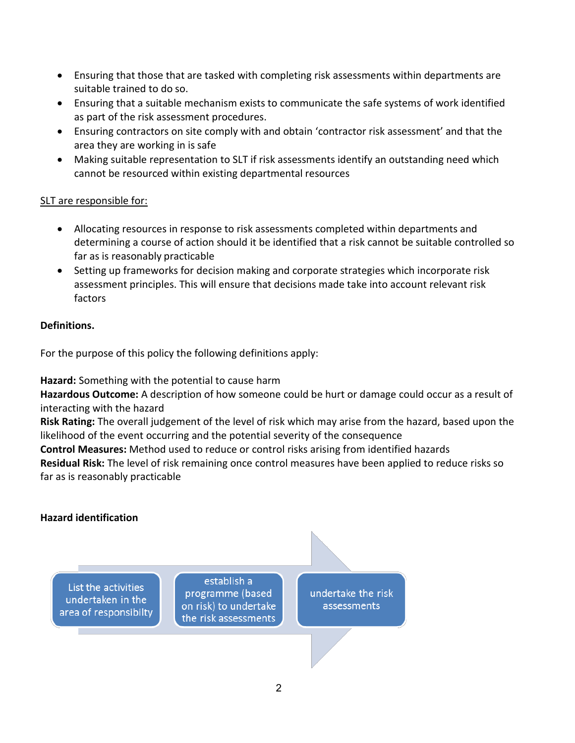- Ensuring that those that are tasked with completing risk assessments within departments are suitable trained to do so.
- Ensuring that a suitable mechanism exists to communicate the safe systems of work identified as part of the risk assessment procedures.
- Ensuring contractors on site comply with and obtain 'contractor risk assessment' and that the area they are working in is safe
- Making suitable representation to SLT if risk assessments identify an outstanding need which cannot be resourced within existing departmental resources

<u>SLT are responsible for:</u>

- Allocating resources in response to risk assessments completed within departments and determining a course of action should it be identified that a risk cannot be suitable controlled so far as is reasonably practicable
- Setting up frameworks for decision making and corporate strategies which incorporate risk assessment principles. This will ensure that decisions made take into account relevant risk factors

**Definitions.**

For the purpose of this policy the following definitions apply:

**Hazard:** Something with the potential to cause harm
**Hazardous Outcome:** A description of how someone could be hurt or damage could occur as a result of interacting with the hazard
**Risk Rating:** The overall judgement of the level of risk which may arise from the hazard, based upon the likelihood of the event occurring and the potential severity of the consequence
**Control Measures:** Method used to reduce or control risks arising from identified hazards
**Residual Risk:** The level of risk remaining once control measures have been applied to reduce risks so far as is reasonably practicable

**Hazard identification**

List the activities undertaken in the area of responsibilty

establish a programme (based on risk) to undertake the risk assessments

undertake the risk assessments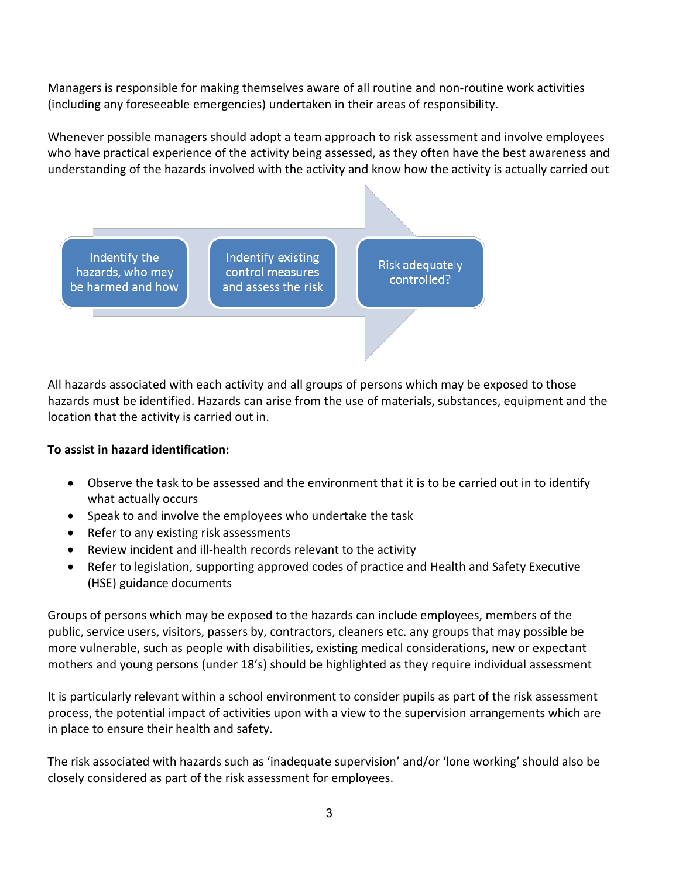Managers is responsible for making themselves aware of all routine and non-routine work activities (including any foreseeable emergencies) undertaken in their areas of responsibility.

Whenever possible managers should adopt a team approach to risk assessment and involve employees who have practical experience of the activity being assessed, as they often have the best awareness and understanding of the hazards involved with the activity and know how the activity is actually carried out

Indentify the hazards, who may be harmed and how

Indentify existing control measures and assess the risk

Risk adequately controlled?

All hazards associated with each activity and all groups of persons which may be exposed to those hazards must be identified. Hazards can arise from the use of materials, substances, equipment and the location that the activity is carried out in.

**To assist in hazard identification:**

- Observe the task to be assessed and the environment that it is to be carried out in to identify what actually occurs
- Speak to and involve the employees who undertake the task
- Refer to any existing risk assessments
- Review incident and ill-health records relevant to the activity
- Refer to legislation, supporting approved codes of practice and Health and Safety Executive (HSE) guidance documents

Groups of persons which may be exposed to the hazards can include employees, members of the public, service users, visitors, passers by, contractors, cleaners etc. any groups that may possible be more vulnerable, such as people with disabilities, existing medical considerations, new or expectant mothers and young persons (under 18's) should be highlighted as they require individual assessment

It is particularly relevant within a school environment to consider pupils as part of the risk assessment process, the potential impact of activities upon with a view to the supervision arrangements which are in place to ensure their health and safety.

The risk associated with hazards such as 'inadequate supervision' and/or 'lone working' should also be closely considered as part of the risk assessment for employees.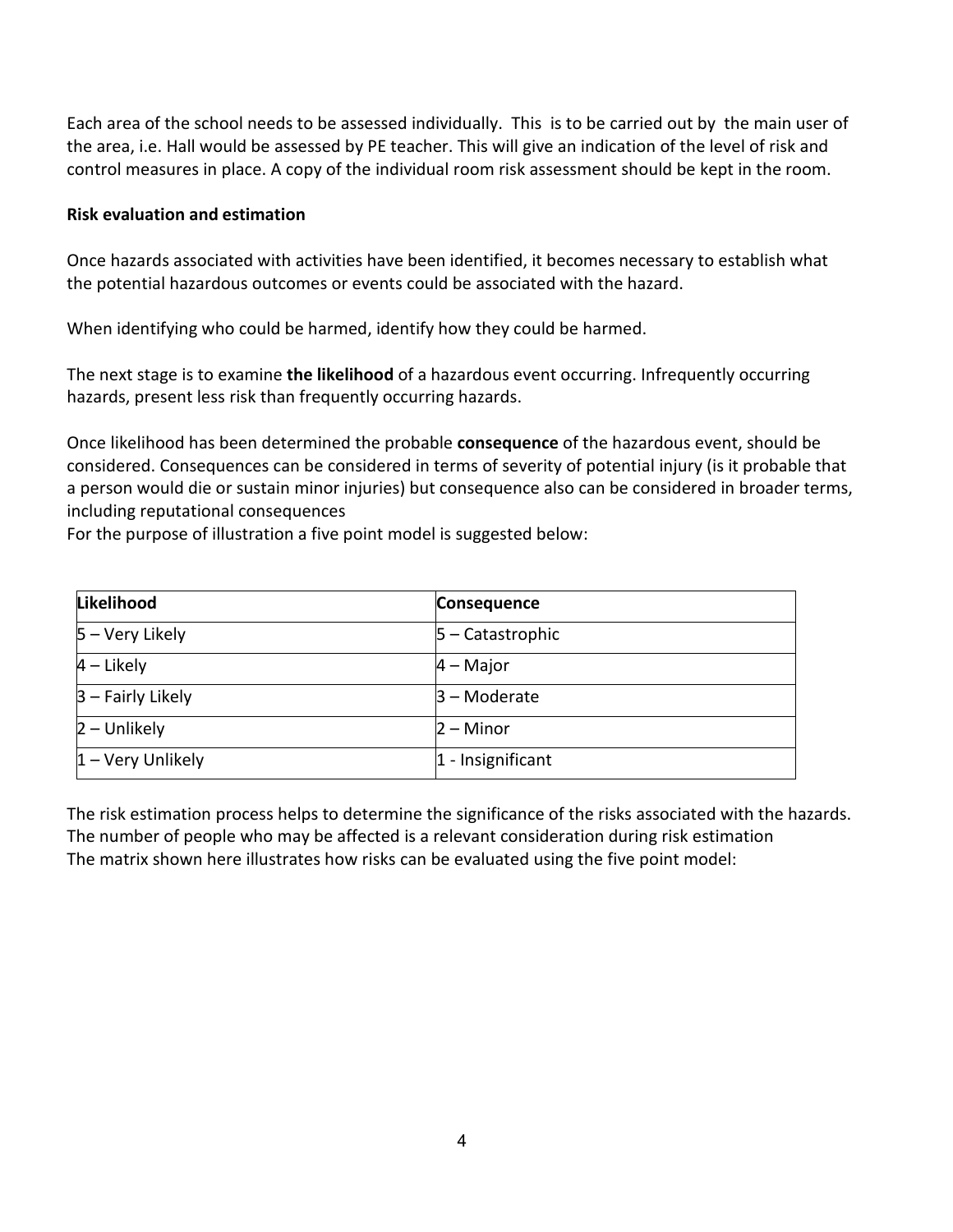Each area of the school needs to be assessed individually. This is to be carried out by the main user of the area, i.e. Hall would be assessed by PE teacher. This will give an indication of the level of risk and control measures in place. A copy of the individual room risk assessment should be kept in the room.

**Risk evaluation and estimation**

Once hazards associated with activities have been identified, it becomes necessary to establish what the potential hazardous outcomes or events could be associated with the hazard.

When identifying who could be harmed, identify how they could be harmed.

The next stage is to examine **the likelihood** of a hazardous event occurring. Infrequently occurring hazards, present less risk than frequently occurring hazards.

Once likelihood has been determined the probable **consequence** of the hazardous event, should be considered. Consequences can be considered in terms of severity of potential injury (is it probable that a person would die or sustain minor injuries) but consequence also can be considered in broader terms, including reputational consequences

For the purpose of illustration a five point model is suggested below:

| **Likelihood** | **Consequence** |
|---|---|
| 5 – Very Likely | 5 – Catastrophic |
| 4 – Likely | 4 – Major |
| 3 – Fairly Likely | 3 – Moderate |
| 2 – Unlikely | 2 – Minor |
| 1 – Very Unlikely | 1 - Insignificant |

The risk estimation process helps to determine the significance of the risks associated with the hazards.
The number of people who may be affected is a relevant consideration during risk estimation
The matrix shown here illustrates how risks can be evaluated using the five point model: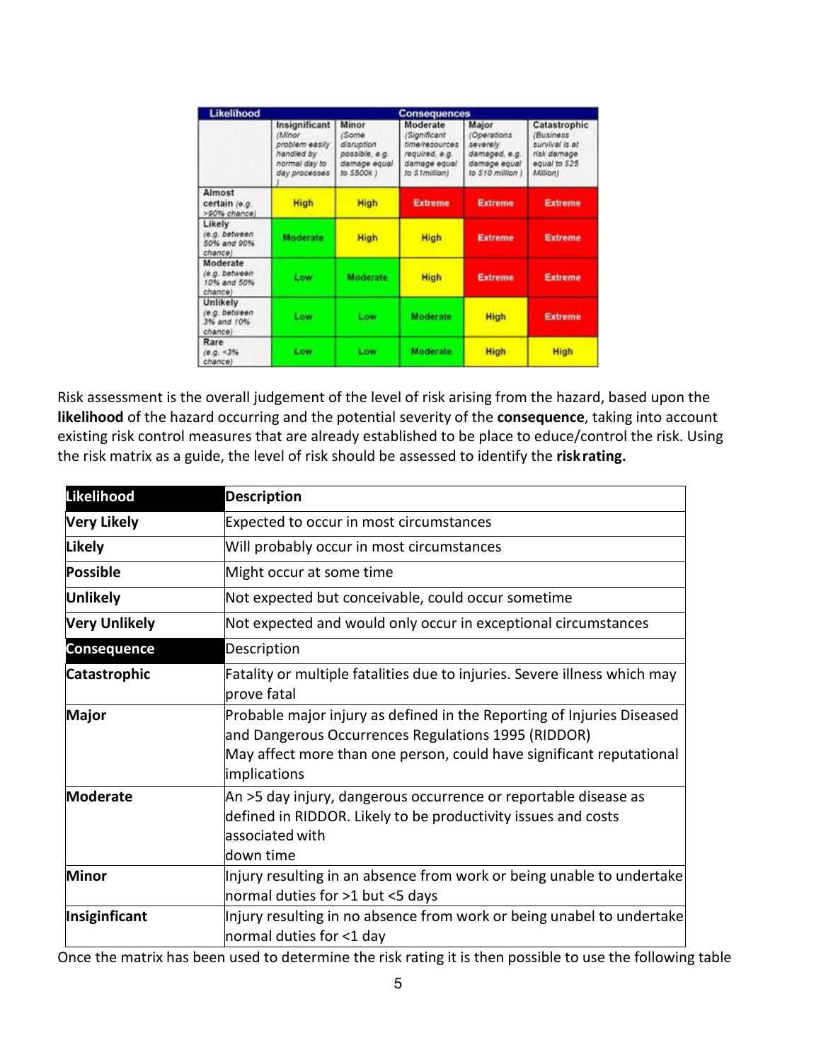| Likelihood | Consequences | | | | |
|---|---|---|---|---|---|
| | Insignificant (Minor problem easily handled by normal day to day processes) | Minor (Some disruption possible, e.g. damage equal to $500k ) | Moderate (Significant time/resources required, e.g. damage equal to $1million) | Major (Operations severely damaged, e.g. damage equal to $10 million ) | Catastrophic (Business survival is at risk damage equal to $25 Million) |
| Almost certain (e.g. >90% chance) | High | High | Extreme | Extreme | Extreme |
| Likely (e.g. between 50% and 90% chance) | Moderate | High | High | Extreme | Extreme |
| Moderate (e.g. between 10% and 50% chance) | Low | Moderate | High | Extreme | Extreme |
| Unlikely (e.g. between 3% and 10% chance) | Low | Low | Moderate | High | Extreme |
| Rare (e.g. <3% chance) | Low | Low | Moderate | High | High |

Risk assessment is the overall judgement of the level of risk arising from the hazard, based upon the **likelihood** of the hazard occurring and the potential severity of the **consequence**, taking into account existing risk control measures that are already established to be place to educe/control the risk. Using the risk matrix as a guide, the level of risk should be assessed to identify the **risk rating.**

| Likelihood | Description |
|---|---|
| **Very Likely** | Expected to occur in most circumstances |
| **Likely** | Will probably occur in most circumstances |
| **Possible** | Might occur at some time |
| **Unlikely** | Not expected but conceivable, could occur sometime |
| **Very Unlikely** | Not expected and would only occur in exceptional circumstances |
| **Consequence** | Description |
| **Catastrophic** | Fatality or multiple fatalities due to injuries. Severe illness which may prove fatal |
| **Major** | Probable major injury as defined in the Reporting of Injuries Diseased and Dangerous Occurrences Regulations 1995 (RIDDOR) May affect more than one person, could have significant reputational implications |
| **Moderate** | An >5 day injury, dangerous occurrence or reportable disease as defined in RIDDOR. Likely to be productivity issues and costs associated with down time |
| **Minor** | Injury resulting in an absence from work or being unable to undertake normal duties for >1 but <5 days |
| **Insiginficant** | Injury resulting in no absence from work or being unabel to undertake normal duties for <1 day |

Once the matrix has been used to determine the risk rating it is then possible to use the following table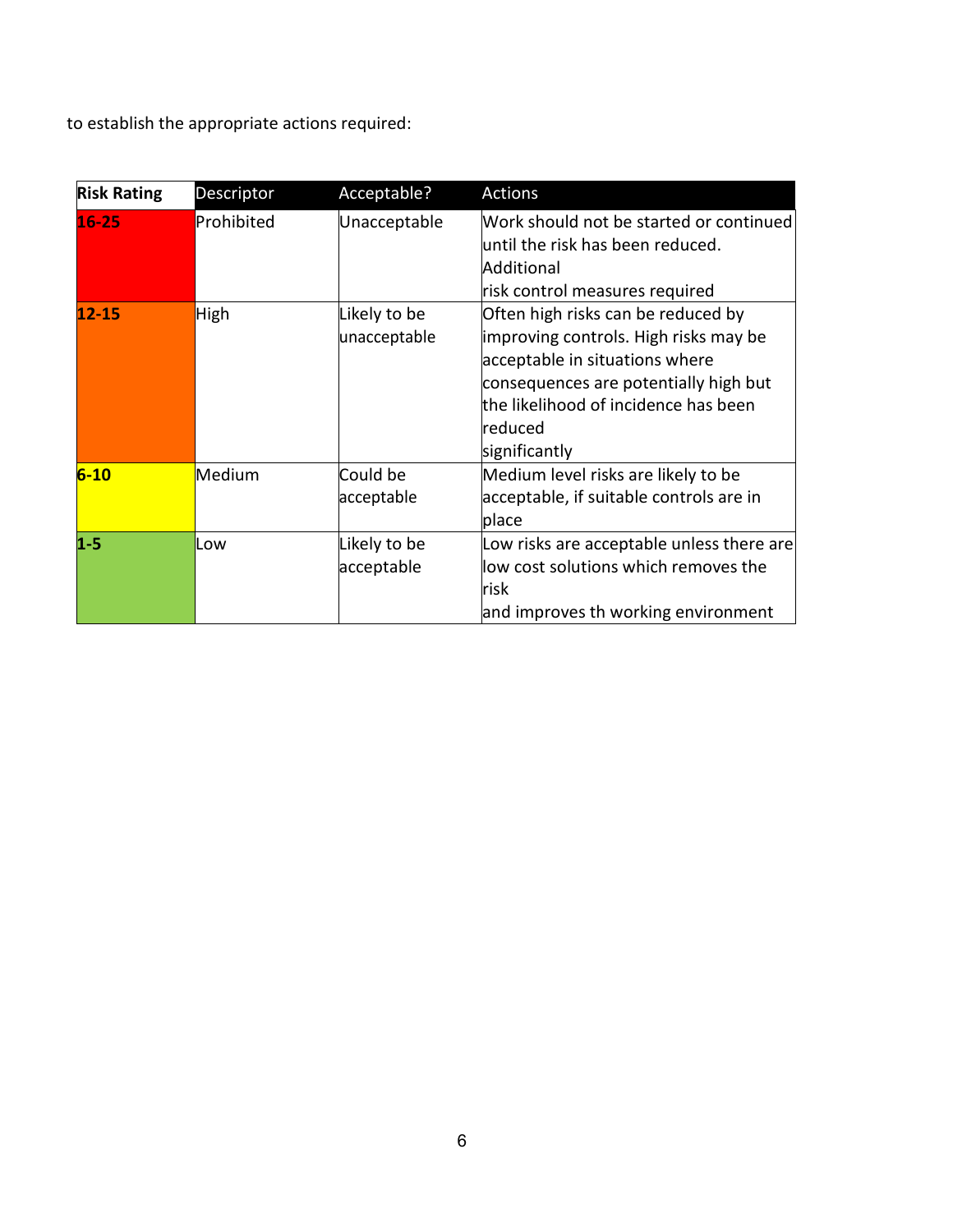to establish the appropriate actions required:

| **Risk Rating** | Descriptor | Acceptable? | Actions |
| --- | --- | --- | --- |
| **16-25** | Prohibited | Unacceptable | Work should not be started or continued until the risk has been reduced. Additional risk control measures required |
| **12-15** | High | Likely to be unacceptable | Often high risks can be reduced by improving controls. High risks may be acceptable in situations where consequences are potentially high but the likelihood of incidence has been reduced significantly |
| **6-10** | Medium | Could be acceptable | Medium level risks are likely to be acceptable, if suitable controls are in place |
| **1-5** | Low | Likely to be acceptable | Low risks are acceptable unless there are low cost solutions which removes the risk and improves th working environment |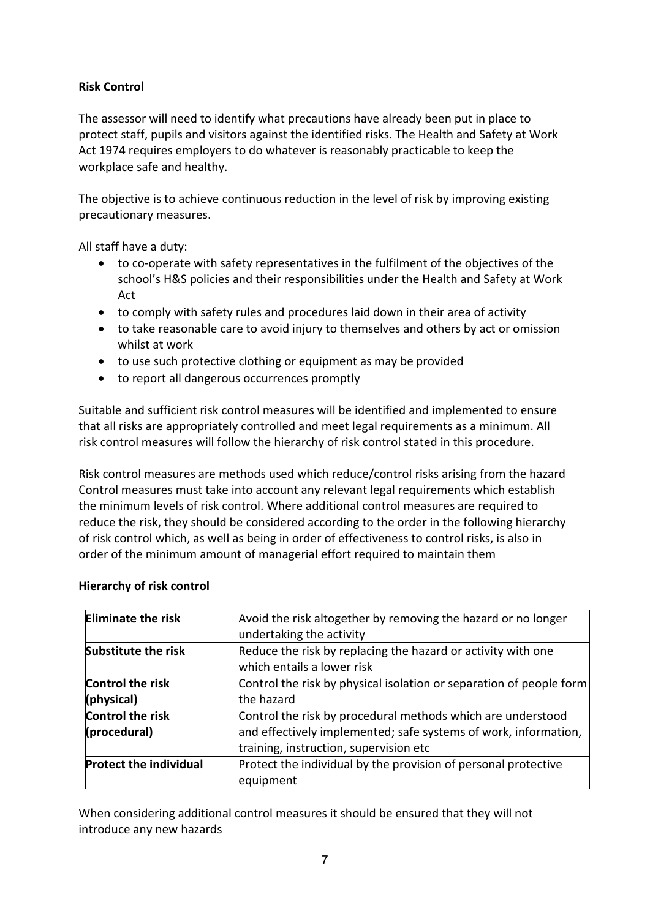**Risk Control**

The assessor will need to identify what precautions have already been put in place to protect staff, pupils and visitors against the identified risks. The Health and Safety at Work Act 1974 requires employers to do whatever is reasonably practicable to keep the workplace safe and healthy.

The objective is to achieve continuous reduction in the level of risk by improving existing precautionary measures.

All staff have a duty:

- to co-operate with safety representatives in the fulfilment of the objectives of the school's H&S policies and their responsibilities under the Health and Safety at Work Act
- to comply with safety rules and procedures laid down in their area of activity
- to take reasonable care to avoid injury to themselves and others by act or omission whilst at work
- to use such protective clothing or equipment as may be provided
- to report all dangerous occurrences promptly

Suitable and sufficient risk control measures will be identified and implemented to ensure that all risks are appropriately controlled and meet legal requirements as a minimum. All risk control measures will follow the hierarchy of risk control stated in this procedure.

Risk control measures are methods used which reduce/control risks arising from the hazard Control measures must take into account any relevant legal requirements which establish the minimum levels of risk control. Where additional control measures are required to reduce the risk, they should be considered according to the order in the following hierarchy of risk control which, as well as being in order of effectiveness to control risks, is also in order of the minimum amount of managerial effort required to maintain them

**Hierarchy of risk control**

| | |
|---|---|
| **Eliminate the risk** | Avoid the risk altogether by removing the hazard or no longer undertaking the activity |
| **Substitute the risk** | Reduce the risk by replacing the hazard or activity with one which entails a lower risk |
| **Control the risk (physical)** | Control the risk by physical isolation or separation of people form the hazard |
| **Control the risk (procedural)** | Control the risk by procedural methods which are understood and effectively implemented; safe systems of work, information, training, instruction, supervision etc |
| **Protect the individual** | Protect the individual by the provision of personal protective equipment |

When considering additional control measures it should be ensured that they will not introduce any new hazards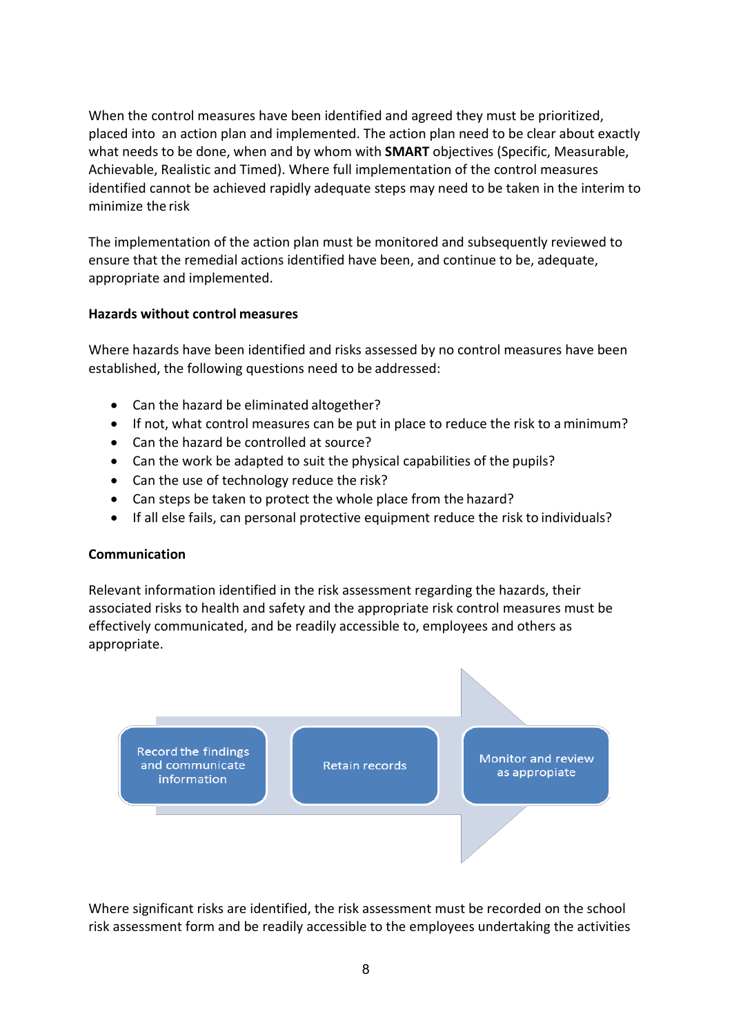When the control measures have been identified and agreed they must be prioritized, placed into an action plan and implemented. The action plan need to be clear about exactly what needs to be done, when and by whom with **SMART** objectives (Specific, Measurable, Achievable, Realistic and Timed). Where full implementation of the control measures identified cannot be achieved rapidly adequate steps may need to be taken in the interim to minimize the risk

The implementation of the action plan must be monitored and subsequently reviewed to ensure that the remedial actions identified have been, and continue to be, adequate, appropriate and implemented.

**Hazards without control measures**

Where hazards have been identified and risks assessed by no control measures have been established, the following questions need to be addressed:

- Can the hazard be eliminated altogether?
- If not, what control measures can be put in place to reduce the risk to a minimum?
- Can the hazard be controlled at source?
- Can the work be adapted to suit the physical capabilities of the pupils?
- Can the use of technology reduce the risk?
- Can steps be taken to protect the whole place from the hazard?
- If all else fails, can personal protective equipment reduce the risk to individuals?

**Communication**

Relevant information identified in the risk assessment regarding the hazards, their associated risks to health and safety and the appropriate risk control measures must be effectively communicated, and be readily accessible to, employees and others as appropriate.

Record the findings and communicate information

Retain records

Monitor and review as appropriate

Where significant risks are identified, the risk assessment must be recorded on the school risk assessment form and be readily accessible to the employees undertaking the activities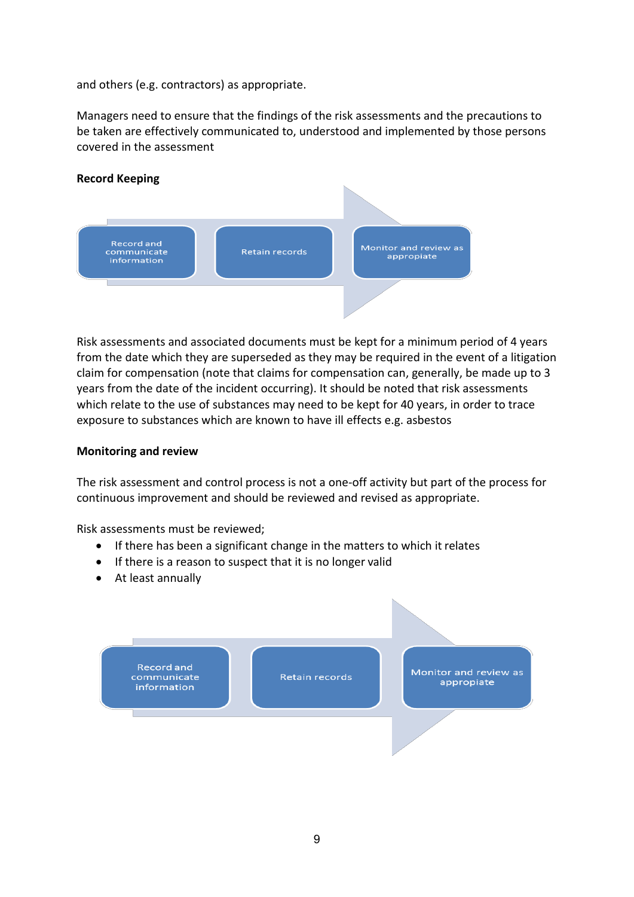and others (e.g. contractors) as appropriate.

Managers need to ensure that the findings of the risk assessments and the precautions to be taken are effectively communicated to, understood and implemented by those persons covered in the assessment

**Record Keeping**

Record and communicate information

Retain records

Monitor and review as appropriate

Risk assessments and associated documents must be kept for a minimum period of 4 years from the date which they are superseded as they may be required in the event of a litigation claim for compensation (note that claims for compensation can, generally, be made up to 3 years from the date of the incident occurring). It should be noted that risk assessments which relate to the use of substances may need to be kept for 40 years, in order to trace exposure to substances which are known to have ill effects e.g. asbestos

**Monitoring and review**

The risk assessment and control process is not a one-off activity but part of the process for continuous improvement and should be reviewed and revised as appropriate.

Risk assessments must be reviewed;

- If there has been a significant change in the matters to which it relates
- If there is a reason to suspect that it is no longer valid
- At least annually

Record and communicate information

Retain records

Monitor and review as appropriate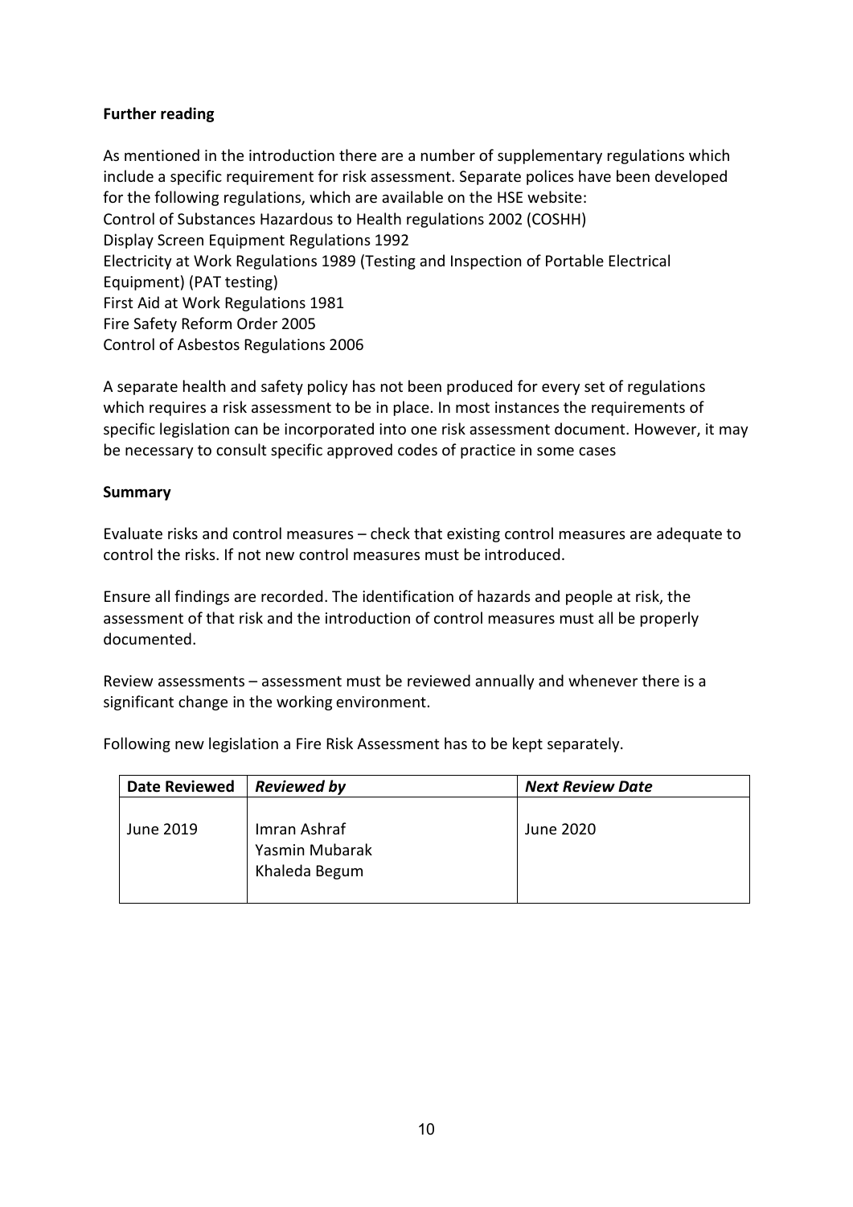**Further reading**

As mentioned in the introduction there are a number of supplementary regulations which include a specific requirement for risk assessment. Separate polices have been developed for the following regulations, which are available on the HSE website:
Control of Substances Hazardous to Health regulations 2002 (COSHH)
Display Screen Equipment Regulations 1992
Electricity at Work Regulations 1989 (Testing and Inspection of Portable Electrical Equipment) (PAT testing)
First Aid at Work Regulations 1981
Fire Safety Reform Order 2005
Control of Asbestos Regulations 2006

A separate health and safety policy has not been produced for every set of regulations which requires a risk assessment to be in place. In most instances the requirements of specific legislation can be incorporated into one risk assessment document. However, it may be necessary to consult specific approved codes of practice in some cases

**Summary**

Evaluate risks and control measures – check that existing control measures are adequate to control the risks. If not new control measures must be introduced.

Ensure all findings are recorded. The identification of hazards and people at risk, the assessment of that risk and the introduction of control measures must all be properly documented.

Review assessments – assessment must be reviewed annually and whenever there is a significant change in the working environment.

Following new legislation a Fire Risk Assessment has to be kept separately.

| **Date Reviewed** | ***Reviewed by*** | ***Next Review Date*** |
|---|---|---|
| June 2019 | Imran Ashraf<br>Yasmin Mubarak<br>Khaleda Begum | June 2020 |